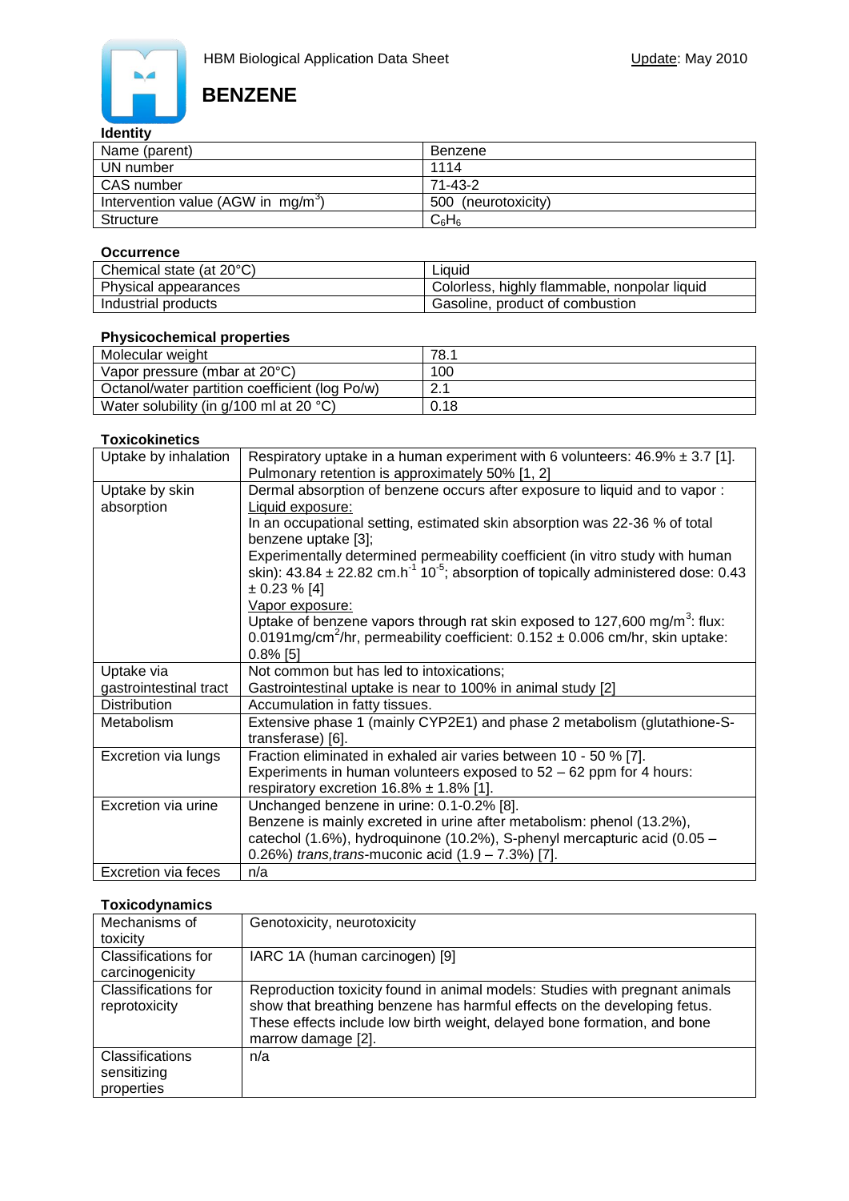HBM Biological Application Data Sheet

Update: May 2010

# BENZENE

### Identity

| Name (parent) | Benzene |
|---|---|
| UN number | 1114 |
| CAS number | 71-43-2 |
| Intervention value (AGW in $mg/m^3$) | 500 (neurotoxicity) |
| Structure | $C_6H_6$ |

### Occurrence

| Chemical state (at 20°C) | Liquid |
|---|---|
| Physical appearances | Colorless, highly flammable, nonpolar liquid |
| Industrial products | Gasoline, product of combustion |

### Physicochemical properties

| Molecular weight | 78.1 |
|---|---|
| Vapor pressure (mbar at 20°C) | 100 |
| Octanol/water partition coefficient (log Po/w) | 2.1 |
| Water solubility (in g/100 ml at 20 °C) | 0.18 |

### Toxicokinetics

| Uptake by inhalation | Respiratory uptake in a human experiment with 6 volunteers: 46.9% ± 3.7 [1]. Pulmonary retention is approximately 50% [1, 2] |
|---|---|
| Uptake by skin absorption | Dermal absorption of benzene occurs after exposure to liquid and to vapor : <br> Liquid exposure: <br> In an occupational setting, estimated skin absorption was 22-36 % of total benzene uptake [3]; <br> Experimentally determined permeability coefficient (in vitro study with human skin): 43.84 ± 22.82 $cm.h^{-1}$ $10^{-5}$; absorption of topically administered dose: 0.43 ± 0.23 % [4] <br> Vapor exposure: <br> Uptake of benzene vapors through rat skin exposed to 127,600 $mg/m^3$: flux: 0.0191$mg/cm^2$/hr, permeability coefficient: 0.152 ± 0.006 cm/hr, skin uptake: 0.8% [5] |
| Uptake via gastrointestinal tract | Not common but has led to intoxications; <br> Gastrointestinal uptake is near to 100% in animal study [2] |
| Distribution | Accumulation in fatty tissues. |
| Metabolism | Extensive phase 1 (mainly CYP2E1) and phase 2 metabolism (glutathione-S-transferase) [6]. |
| Excretion via lungs | Fraction eliminated in exhaled air varies between 10 - 50 % [7]. <br> Experiments in human volunteers exposed to 52 – 62 ppm for 4 hours: respiratory excretion 16.8% ± 1.8% [1]. |
| Excretion via urine | Unchanged benzene in urine: 0.1-0.2% [8]. <br> Benzene is mainly excreted in urine after metabolism: phenol (13.2%), catechol (1.6%), hydroquinone (10.2%), S-phenyl mercapturic acid (0.05 – 0.26%) *trans,trans*-muconic acid (1.9 – 7.3%) [7]. |
| Excretion via feces | n/a |

### Toxicodynamics

| Mechanisms of toxicity | Genotoxicity, neurotoxicity |
|---|---|
| Classifications for carcinogenicity | IARC 1A (human carcinogen) [9] |
| Classifications for reprotoxicity | Reproduction toxicity found in animal models: Studies with pregnant animals show that breathing benzene has harmful effects on the developing fetus. These effects include low birth weight, delayed bone formation, and bone marrow damage [2]. |
| Classifications sensitizing properties | n/a |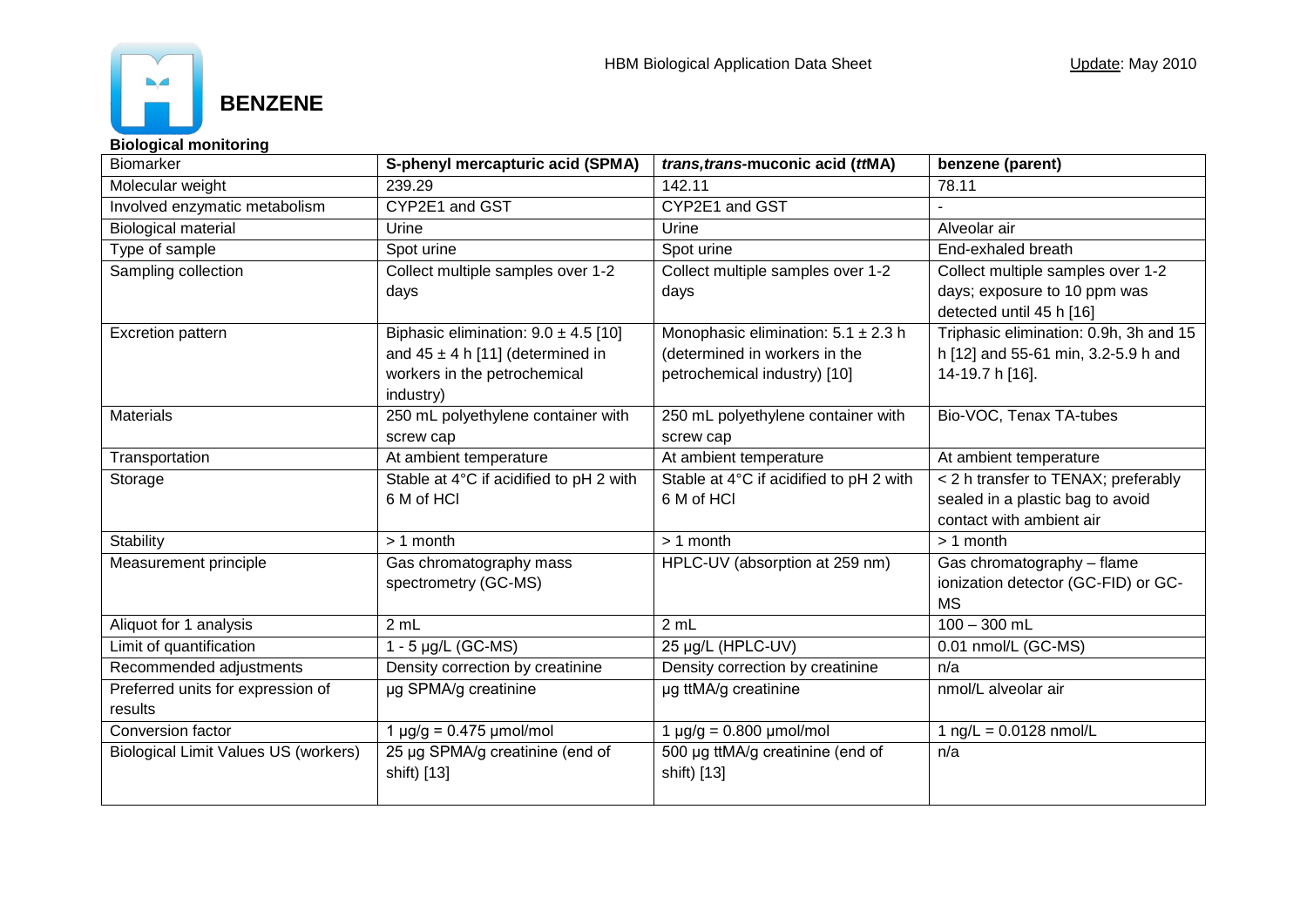# BENZENE

**Biological monitoring**

| Biomarker | **S-phenyl mercapturic acid (SPMA)** | ***trans,trans*-muconic acid (*tt*MA)** | **benzene (parent)** |
|---|---|---|---|
| Molecular weight | 239.29 | 142.11 | 78.11 |
| Involved enzymatic metabolism | CYP2E1 and GST | CYP2E1 and GST | - |
| Biological material | Urine | Urine | Alveolar air |
| Type of sample | Spot urine | Spot urine | End-exhaled breath |
| Sampling collection | Collect multiple samples over 1-2 days | Collect multiple samples over 1-2 days | Collect multiple samples over 1-2 days; exposure to 10 ppm was detected until 45 h [16] |
| Excretion pattern | Biphasic elimination: 9.0 ± 4.5 [10] and 45 ± 4 h [11] (determined in workers in the petrochemical industry) | Monophasic elimination: 5.1 ± 2.3 h (determined in workers in the petrochemical industry) [10] | Triphasic elimination: 0.9h, 3h and 15 h [12] and 55-61 min, 3.2-5.9 h and 14-19.7 h [16]. |
| Materials | 250 mL polyethylene container with screw cap | 250 mL polyethylene container with screw cap | Bio-VOC, Tenax TA-tubes |
| Transportation | At ambient temperature | At ambient temperature | At ambient temperature |
| Storage | Stable at 4°C if acidified to pH 2 with 6 M of HCl | Stable at 4°C if acidified to pH 2 with 6 M of HCl | < 2 h transfer to TENAX; preferably sealed in a plastic bag to avoid contact with ambient air |
| Stability | > 1 month | > 1 month | > 1 month |
| Measurement principle | Gas chromatography mass spectrometry (GC-MS) | HPLC-UV (absorption at 259 nm) | Gas chromatography – flame ionization detector (GC-FID) or GC-MS |
| Aliquot for 1 analysis | 2 mL | 2 mL | 100 – 300 mL |
| Limit of quantification | 1 - 5 µg/L (GC-MS) | 25 µg/L (HPLC-UV) | 0.01 nmol/L (GC-MS) |
| Recommended adjustments | Density correction by creatinine | Density correction by creatinine | n/a |
| Preferred units for expression of results | µg SPMA/g creatinine | µg ttMA/g creatinine | nmol/L alveolar air |
| Conversion factor | 1 µg/g = 0.475 µmol/mol | 1 µg/g = 0.800 µmol/mol | 1 ng/L = 0.0128 nmol/L |
| Biological Limit Values US (workers) | 25 µg SPMA/g creatinine (end of shift) [13] | 500 µg ttMA/g creatinine (end of shift) [13] | n/a |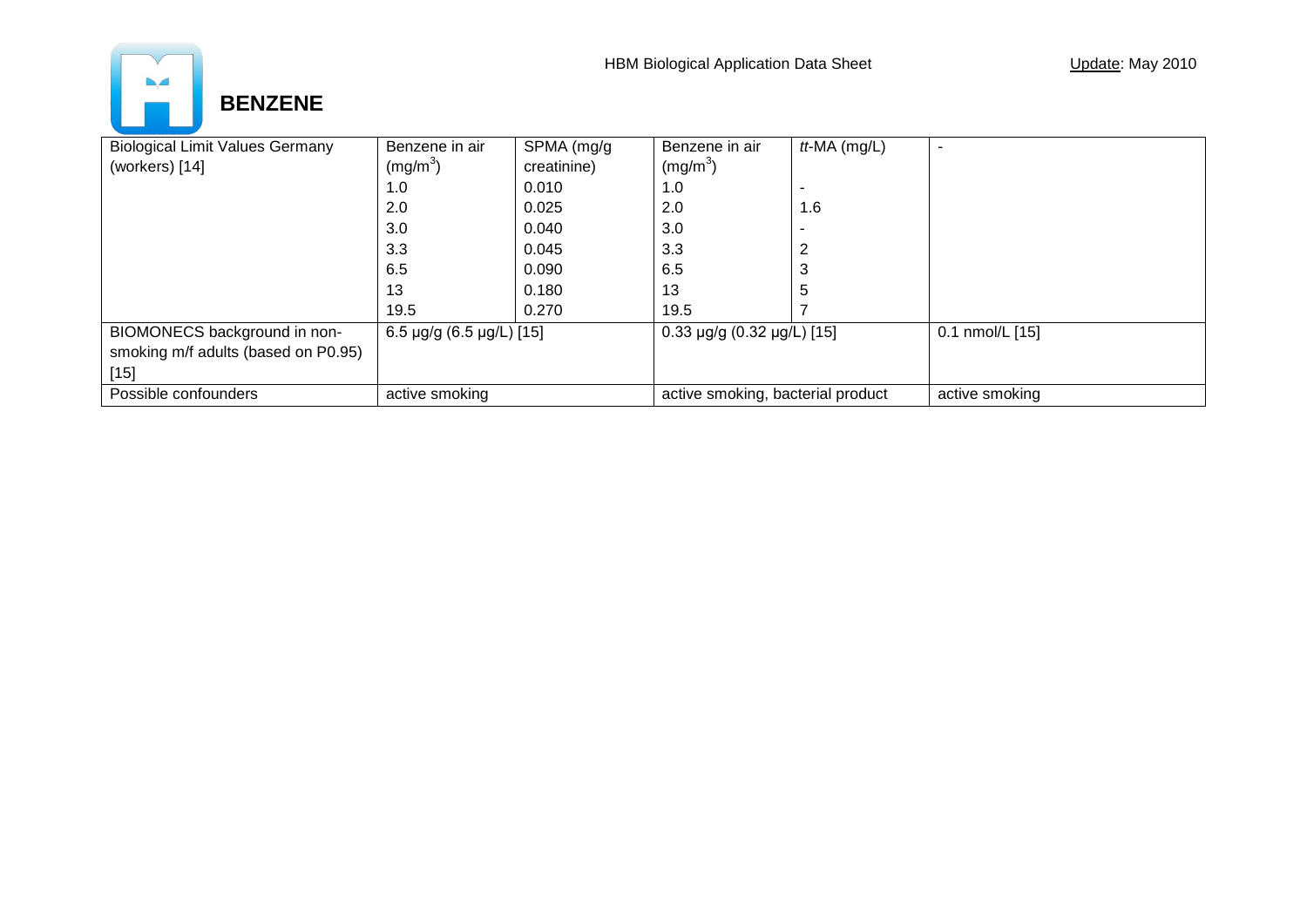# BENZENE

| Biological Limit Values Germany (workers) [14] | Benzene in air ($mg/m^3$) | SPMA (mg/g creatinine) | Benzene in air ($mg/m^3$) | *tt*-MA (mg/L) | - |
|---|---|---|---|---|---|
| | 1.0 | 0.010 | 1.0 | - | |
| | 2.0 | 0.025 | 2.0 | 1.6 | |
| | 3.0 | 0.040 | 3.0 | - | |
| | 3.3 | 0.045 | 3.3 | 2 | |
| | 6.5 | 0.090 | 6.5 | 3 | |
| | 13 | 0.180 | 13 | 5 | |
| | 19.5 | 0.270 | 19.5 | 7 | |
| BIOMONECS background in non-smoking m/f adults (based on P0.95) [15] | 6.5 µg/g (6.5 µg/L) [15] | | 0.33 µg/g (0.32 µg/L) [15] | | 0.1 nmol/L [15] |
| Possible confounders | active smoking | | active smoking, bacterial product | | active smoking |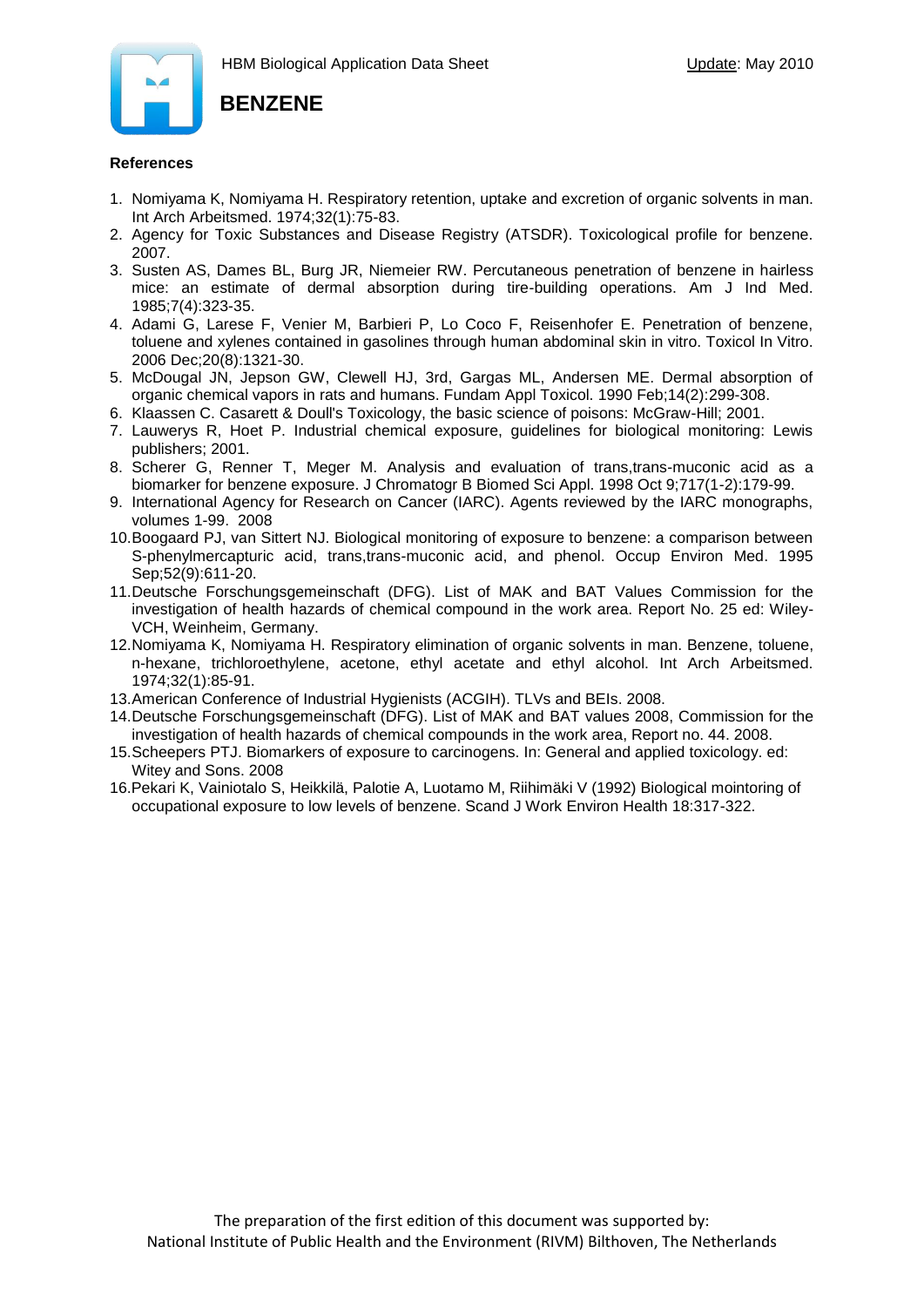**References**

1. Nomiyama K, Nomiyama H. Respiratory retention, uptake and excretion of organic solvents in man. Int Arch Arbeitsmed. 1974;32(1):75-83.
2. Agency for Toxic Substances and Disease Registry (ATSDR). Toxicological profile for benzene. 2007.
3. Susten AS, Dames BL, Burg JR, Niemeier RW. Percutaneous penetration of benzene in hairless mice: an estimate of dermal absorption during tire-building operations. Am J Ind Med. 1985;7(4):323-35.
4. Adami G, Larese F, Venier M, Barbieri P, Lo Coco F, Reisenhofer E. Penetration of benzene, toluene and xylenes contained in gasolines through human abdominal skin in vitro. Toxicol In Vitro. 2006 Dec;20(8):1321-30.
5. McDougal JN, Jepson GW, Clewell HJ, 3rd, Gargas ML, Andersen ME. Dermal absorption of organic chemical vapors in rats and humans. Fundam Appl Toxicol. 1990 Feb;14(2):299-308.
6. Klaassen C. Casarett & Doull's Toxicology, the basic science of poisons: McGraw-Hill; 2001.
7. Lauwerys R, Hoet P. Industrial chemical exposure, guidelines for biological monitoring: Lewis publishers; 2001.
8. Scherer G, Renner T, Meger M. Analysis and evaluation of trans,trans-muconic acid as a biomarker for benzene exposure. J Chromatogr B Biomed Sci Appl. 1998 Oct 9;717(1-2):179-99.
9. International Agency for Research on Cancer (IARC). Agents reviewed by the IARC monographs, volumes 1-99. 2008
10. Boogaard PJ, van Sittert NJ. Biological monitoring of exposure to benzene: a comparison between S-phenylmercapturic acid, trans,trans-muconic acid, and phenol. Occup Environ Med. 1995 Sep;52(9):611-20.
11. Deutsche Forschungsgemeinschaft (DFG). List of MAK and BAT Values Commission for the investigation of health hazards of chemical compound in the work area. Report No. 25 ed: Wiley-VCH, Weinheim, Germany.
12. Nomiyama K, Nomiyama H. Respiratory elimination of organic solvents in man. Benzene, toluene, n-hexane, trichloroethylene, acetone, ethyl acetate and ethyl alcohol. Int Arch Arbeitsmed. 1974;32(1):85-91.
13. American Conference of Industrial Hygienists (ACGIH). TLVs and BEIs. 2008.
14. Deutsche Forschungsgemeinschaft (DFG). List of MAK and BAT values 2008, Commission for the investigation of health hazards of chemical compounds in the work area, Report no. 44. 2008.
15. Scheepers PTJ. Biomarkers of exposure to carcinogens. In: General and applied toxicology. ed: Witey and Sons. 2008
16. Pekari K, Vainiotalo S, Heikkilä, Palotie A, Luotamo M, Riihimäki V (1992) Biological mointoring of occupational exposure to low levels of benzene. Scand J Work Environ Health 18:317-322.

The preparation of the first edition of this document was supported by:
National Institute of Public Health and the Environment (RIVM) Bilthoven, The Netherlands